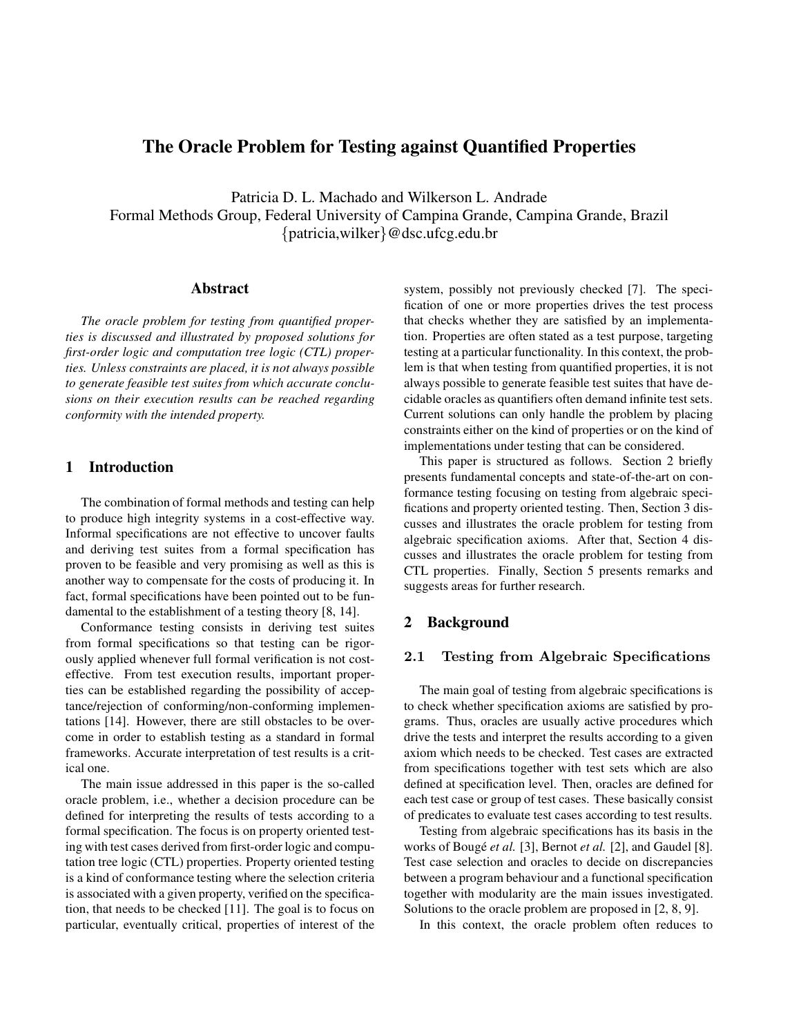# The Oracle Problem for Testing against Quantified Properties

Patricia D. L. Machado and Wilkerson L. Andrade
Formal Methods Group, Federal University of Campina Grande, Campina Grande, Brazil
{patricia,wilker}@dsc.ufcg.edu.br

## Abstract

*The oracle problem for testing from quantified properties is discussed and illustrated by proposed solutions for first-order logic and computation tree logic (CTL) properties. Unless constraints are placed, it is not always possible to generate feasible test suites from which accurate conclusions on their execution results can be reached regarding conformity with the intended property.*

## 1 Introduction

The combination of formal methods and testing can help to produce high integrity systems in a cost-effective way. Informal specifications are not effective to uncover faults and deriving test suites from a formal specification has proven to be feasible and very promising as well as this is another way to compensate for the costs of producing it. In fact, formal specifications have been pointed out to be fundamental to the establishment of a testing theory [8, 14].

Conformance testing consists in deriving test suites from formal specifications so that testing can be rigorously applied whenever full formal verification is not cost-effective. From test execution results, important properties can be established regarding the possibility of acceptance/rejection of conforming/non-conforming implementations [14]. However, there are still obstacles to be overcome in order to establish testing as a standard in formal frameworks. Accurate interpretation of test results is a critical one.

The main issue addressed in this paper is the so-called oracle problem, i.e., whether a decision procedure can be defined for interpreting the results of tests according to a formal specification. The focus is on property oriented testing with test cases derived from first-order logic and computation tree logic (CTL) properties. Property oriented testing is a kind of conformance testing where the selection criteria is associated with a given property, verified on the specification, that needs to be checked [11]. The goal is to focus on particular, eventually critical, properties of interest of the system, possibly not previously checked [7]. The specification of one or more properties drives the test process that checks whether they are satisfied by an implementation. Properties are often stated as a test purpose, targeting testing at a particular functionality. In this context, the problem is that when testing from quantified properties, it is not always possible to generate feasible test suites that have decidable oracles as quantifiers often demand infinite test sets. Current solutions can only handle the problem by placing constraints either on the kind of properties or on the kind of implementations under testing that can be considered.

This paper is structured as follows. Section 2 briefly presents fundamental concepts and state-of-the-art on conformance testing focusing on testing from algebraic specifications and property oriented testing. Then, Section 3 discusses and illustrates the oracle problem for testing from algebraic specification axioms. After that, Section 4 discusses and illustrates the oracle problem for testing from CTL properties. Finally, Section 5 presents remarks and suggests areas for further research.

## 2 Background

### 2.1 Testing from Algebraic Specifications

The main goal of testing from algebraic specifications is to check whether specification axioms are satisfied by programs. Thus, oracles are usually active procedures which drive the tests and interpret the results according to a given axiom which needs to be checked. Test cases are extracted from specifications together with test sets which are also defined at specification level. Then, oracles are defined for each test case or group of test cases. These basically consist of predicates to evaluate test cases according to test results.

Testing from algebraic specifications has its basis in the works of Bougé *et al.* [3], Bernot *et al.* [2], and Gaudel [8]. Test case selection and oracles to decide on discrepancies between a program behaviour and a functional specification together with modularity are the main issues investigated. Solutions to the oracle problem are proposed in [2, 8, 9].

In this context, the oracle problem often reduces to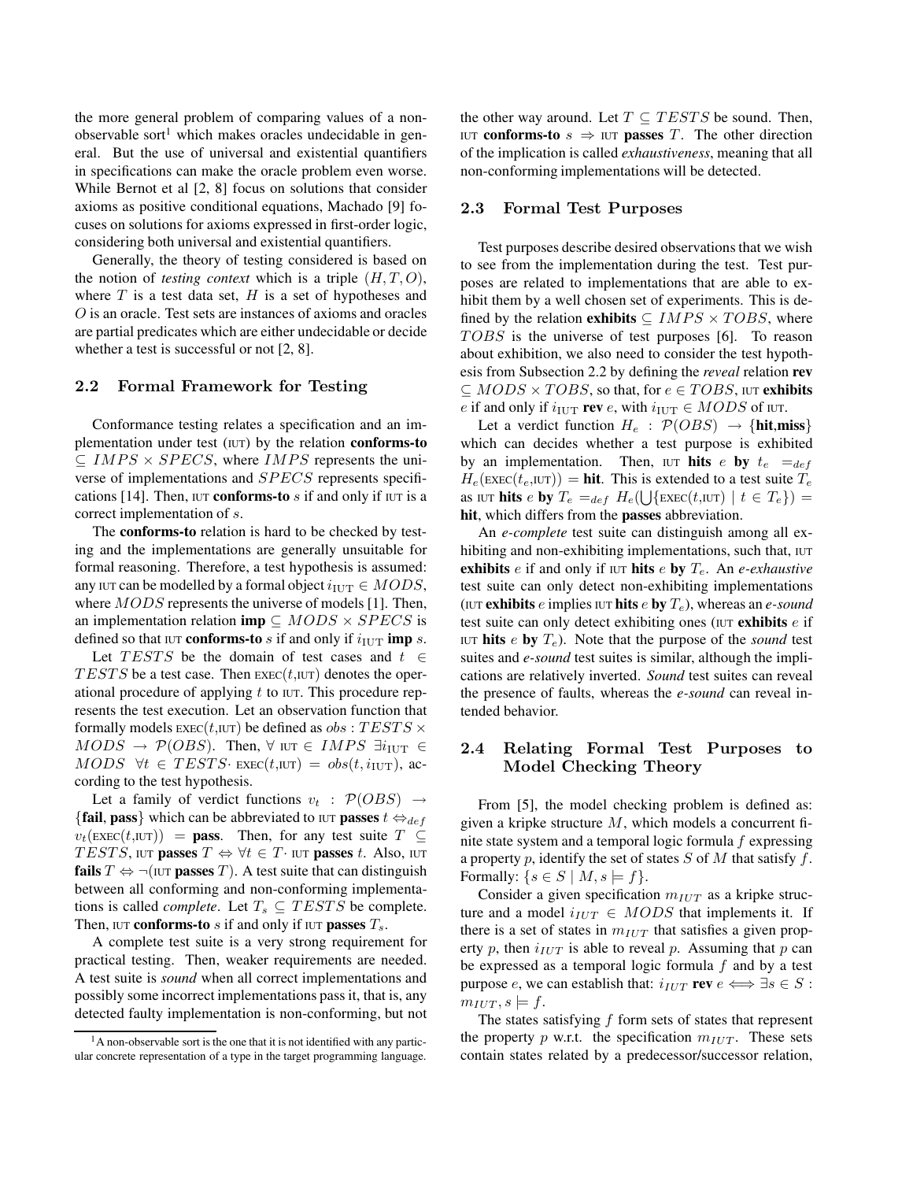the more general problem of comparing values of a non-observable sort[1] which makes oracles undecidable in general. But the use of universal and existential quantifiers in specifications can make the oracle problem even worse. While Bernot et al [2, 8] focus on solutions that consider axioms as positive conditional equations, Machado [9] focuses on solutions for axioms expressed in first-order logic, considering both universal and existential quantifiers.

Generally, the theory of testing considered is based on the notion of *testing context* which is a triple $(H, T, O)$, where $T$ is a test data set, $H$ is a set of hypotheses and $O$ is an oracle. Test sets are instances of axioms and oracles are partial predicates which are either undecidable or decide whether a test is successful or not [2, 8].

## 2.2 Formal Framework for Testing

Conformance testing relates a specification and an implementation under test (IUT) by the relation **conforms-to** $\subseteq IMPS \times SPECS$, where $IMPS$ represents the universe of implementations and $SPECS$ represents specifications [14]. Then, IUT **conforms-to** $s$ if and only if IUT is a correct implementation of $s$.

The **conforms-to** relation is hard to be checked by testing and the implementations are generally unsuitable for formal reasoning. Therefore, a test hypothesis is assumed: any IUT can be modelled by a formal object $i_{\text{IUT}} \in MODS$, where $MODS$ represents the universe of models [1]. Then, an implementation relation **imp** $\subseteq MODS \times SPECS$ is defined so that IUT **conforms-to** $s$ if and only if $i_{\text{IUT}}$ **imp** $s$.

Let $TESTS$ be the domain of test cases and $t \in TESTS$ be a test case. Then EXEC($t$,IUT) denotes the operational procedure of applying $t$ to IUT. This procedure represents the test execution. Let an observation function that formally models EXEC($t$,IUT) be defined as $obs : TESTS \times MODS \rightarrow \mathcal{P}(OBS)$. Then, $\forall$ IUT $\in IMPS$ $\exists i_{\text{IUT}} \in MODS$ $\forall t \in TESTS \cdot$ EXEC($t$,IUT) $= obs(t, i_{\text{IUT}})$, according to the test hypothesis.

Let a family of verdict functions $v_t : \mathcal{P}(OBS) \rightarrow$ {**fail**, **pass**} which can be abbreviated to IUT **passes** $t \Leftrightarrow_{def} v_t(\text{EXEC}(t,\text{IUT})) =$ **pass**. Then, for any test suite $T \subseteq TESTS$, IUT **passes** $T \Leftrightarrow \forall t \in T \cdot$ IUT **passes** $t$. Also, IUT **fails** $T \Leftrightarrow \neg$(IUT **passes** $T$). A test suite that can distinguish between all conforming and non-conforming implementations is called *complete*. Let $T_s \subseteq TESTS$ be complete. Then, IUT **conforms-to** $s$ if and only if IUT **passes** $T_s$.

A complete test suite is a very strong requirement for practical testing. Then, weaker requirements are needed. A test suite is *sound* when all correct implementations and possibly some incorrect implementations pass it, that is, any detected faulty implementation is non-conforming, but not the other way around. Let $T \subseteq TESTS$ be sound. Then, IUT **conforms-to** $s \Rightarrow$ IUT **passes** $T$. The other direction of the implication is called *exhaustiveness*, meaning that all non-conforming implementations will be detected.

## 2.3 Formal Test Purposes

Test purposes describe desired observations that we wish to see from the implementation during the test. Test purposes are related to implementations that are able to exhibit them by a well chosen set of experiments. This is defined by the relation **exhibits** $\subseteq IMPS \times TOBS$, where $TOBS$ is the universe of test purposes [6]. To reason about exhibition, we also need to consider the test hypothesis from Subsection 2.2 by defining the *reveal* relation **rev** $\subseteq MODS \times TOBS$, so that, for $e \in TOBS$, IUT **exhibits** $e$ if and only if $i_{\text{IUT}}$ **rev** $e$, with $i_{\text{IUT}} \in MODS$ of IUT.

Let a verdict function $H_e : \mathcal{P}(OBS) \rightarrow$ {**hit**,**miss**} which can decides whether a test purpose is exhibited by an implementation. Then, IUT **hits** $e$ **by** $t_e =_{def} H_e(\text{EXEC}(t_e,\text{IUT})) =$ **hit**. This is extended to a test suite $T_e$ as IUT **hits** $e$ **by** $T_e =_{def} H_e(\bigcup\{\text{EXEC}(t,\text{IUT}) \mid t \in T_e\}) =$ **hit**, which differs from the **passes** abbreviation.

An *e-complete* test suite can distinguish among all exhibiting and non-exhibiting implementations, such that, IUT **exhibits** $e$ if and only if IUT **hits** $e$ **by** $T_e$. An *e-exhaustive* test suite can only detect non-exhibiting implementations (IUT **exhibits** $e$ implies IUT **hits** $e$ **by** $T_e$), whereas an *e-sound* test suite can only detect exhibiting ones (IUT **exhibits** $e$ if IUT **hits** $e$ **by** $T_e$). Note that the purpose of the *sound* test suites and *e-sound* test suites is similar, although the implications are relatively inverted. *Sound* test suites can reveal the presence of faults, whereas the *e-sound* can reveal intended behavior.

## 2.4 Relating Formal Test Purposes to Model Checking Theory

From [5], the model checking problem is defined as: given a kripke structure $M$, which models a concurrent finite state system and a temporal logic formula $f$ expressing a property $p$, identify the set of states $S$ of $M$ that satisfy $f$. Formally: $\{s \in S \mid M, s \models f\}$.

Consider a given specification $m_{IUT}$ as a kripke structure and a model $i_{IUT} \in MODS$ that implements it. If there is a set of states in $m_{IUT}$ that satisfies a given property $p$, then $i_{IUT}$ is able to reveal $p$. Assuming that $p$ can be expressed as a temporal logic formula $f$ and by a test purpose $e$, we can establish that: $i_{IUT}$ **rev** $e \Longleftrightarrow \exists s \in S : m_{IUT}, s \models f$.

The states satisfying $f$ form sets of states that represent the property $p$ w.r.t. the specification $m_{IUT}$. These sets contain states related by a predecessor/successor relation,

[1] A non-observable sort is the one that it is not identified with any particular concrete representation of a type in the target programming language.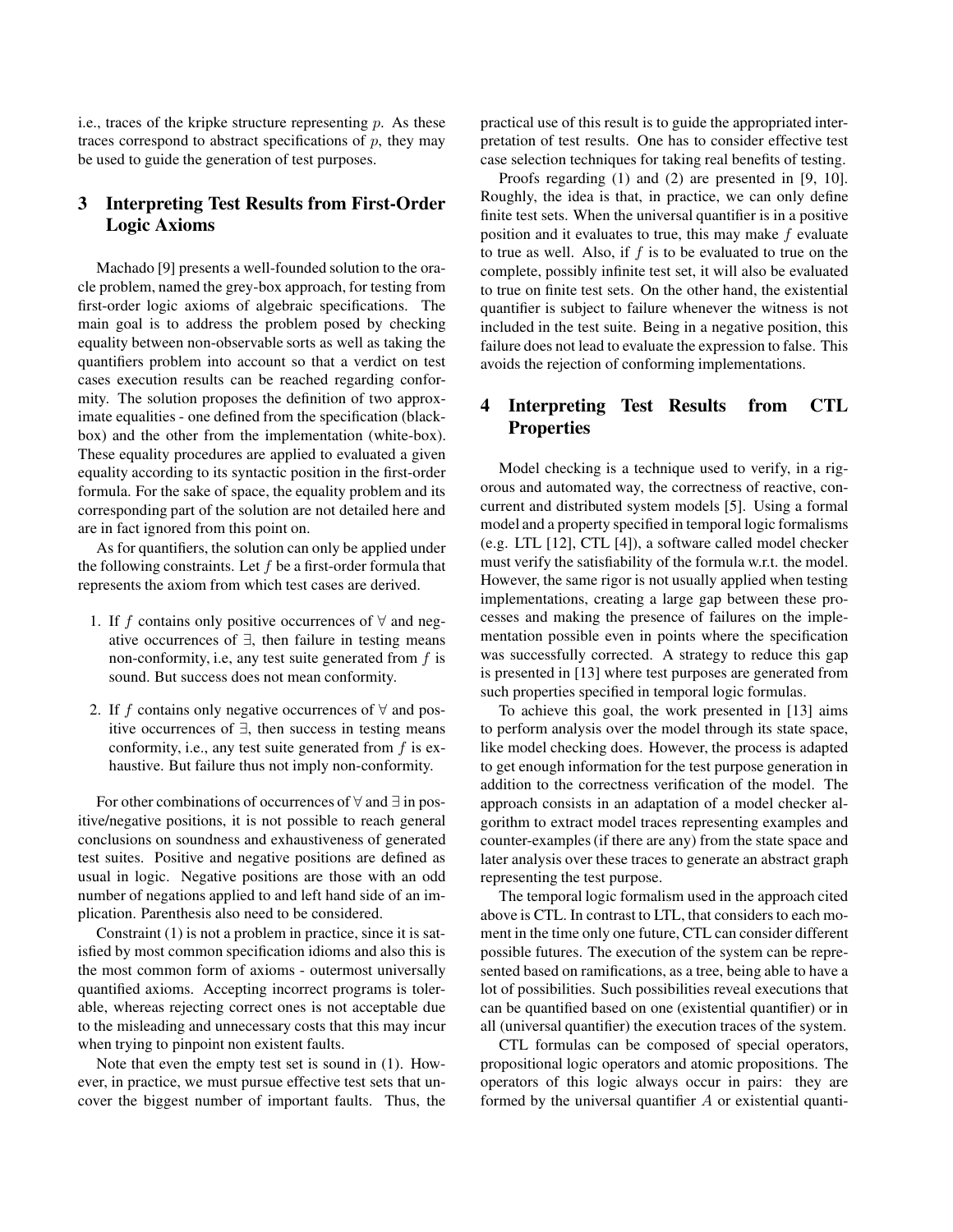i.e., traces of the kripke structure representing $p$. As these traces correspond to abstract specifications of $p$, they may be used to guide the generation of test purposes.

## 3 Interpreting Test Results from First-Order Logic Axioms

Machado [9] presents a well-founded solution to the oracle problem, named the grey-box approach, for testing from first-order logic axioms of algebraic specifications. The main goal is to address the problem posed by checking equality between non-observable sorts as well as taking the quantifiers problem into account so that a verdict on test cases execution results can be reached regarding conformity. The solution proposes the definition of two approximate equalities - one defined from the specification (black-box) and the other from the implementation (white-box). These equality procedures are applied to evaluated a given equality according to its syntactic position in the first-order formula. For the sake of space, the equality problem and its corresponding part of the solution are not detailed here and are in fact ignored from this point on.

As for quantifiers, the solution can only be applied under the following constraints. Let $f$ be a first-order formula that represents the axiom from which test cases are derived.

1. If $f$ contains only positive occurrences of $\forall$ and negative occurrences of $\exists$, then failure in testing means non-conformity, i.e, any test suite generated from $f$ is sound. But success does not mean conformity.
2. If $f$ contains only negative occurrences of $\forall$ and positive occurrences of $\exists$, then success in testing means conformity, i.e., any test suite generated from $f$ is exhaustive. But failure thus not imply non-conformity.

For other combinations of occurrences of $\forall$ and $\exists$ in positive/negative positions, it is not possible to reach general conclusions on soundness and exhaustiveness of generated test suites. Positive and negative positions are defined as usual in logic. Negative positions are those with an odd number of negations applied to and left hand side of an implication. Parenthesis also need to be considered.

Constraint (1) is not a problem in practice, since it is satisfied by most common specification idioms and also this is the most common form of axioms - outermost universally quantified axioms. Accepting incorrect programs is tolerable, whereas rejecting correct ones is not acceptable due to the misleading and unnecessary costs that this may incur when trying to pinpoint non existent faults.

Note that even the empty test set is sound in (1). However, in practice, we must pursue effective test sets that uncover the biggest number of important faults. Thus, the practical use of this result is to guide the appropriated interpretation of test results. One has to consider effective test case selection techniques for taking real benefits of testing.

Proofs regarding (1) and (2) are presented in [9, 10]. Roughly, the idea is that, in practice, we can only define finite test sets. When the universal quantifier is in a positive position and it evaluates to true, this may make $f$ evaluate to true as well. Also, if $f$ is to be evaluated to true on the complete, possibly infinite test set, it will also be evaluated to true on finite test sets. On the other hand, the existential quantifier is subject to failure whenever the witness is not included in the test suite. Being in a negative position, this failure does not lead to evaluate the expression to false. This avoids the rejection of conforming implementations.

## 4 Interpreting Test Results from CTL Properties

Model checking is a technique used to verify, in a rigorous and automated way, the correctness of reactive, concurrent and distributed system models [5]. Using a formal model and a property specified in temporal logic formalisms (e.g. LTL [12], CTL [4]), a software called model checker must verify the satisfiability of the formula w.r.t. the model. However, the same rigor is not usually applied when testing implementations, creating a large gap between these processes and making the presence of failures on the implementation possible even in points where the specification was successfully corrected. A strategy to reduce this gap is presented in [13] where test purposes are generated from such properties specified in temporal logic formulas.

To achieve this goal, the work presented in [13] aims to perform analysis over the model through its state space, like model checking does. However, the process is adapted to get enough information for the test purpose generation in addition to the correctness verification of the model. The approach consists in an adaptation of a model checker algorithm to extract model traces representing examples and counter-examples (if there are any) from the state space and later analysis over these traces to generate an abstract graph representing the test purpose.

The temporal logic formalism used in the approach cited above is CTL. In contrast to LTL, that considers to each moment in the time only one future, CTL can consider different possible futures. The execution of the system can be represented based on ramifications, as a tree, being able to have a lot of possibilities. Such possibilities reveal executions that can be quantified based on one (existential quantifier) or in all (universal quantifier) the execution traces of the system.

CTL formulas can be composed of special operators, propositional logic operators and atomic propositions. The operators of this logic always occur in pairs: they are formed by the universal quantifier $A$ or existential quanti-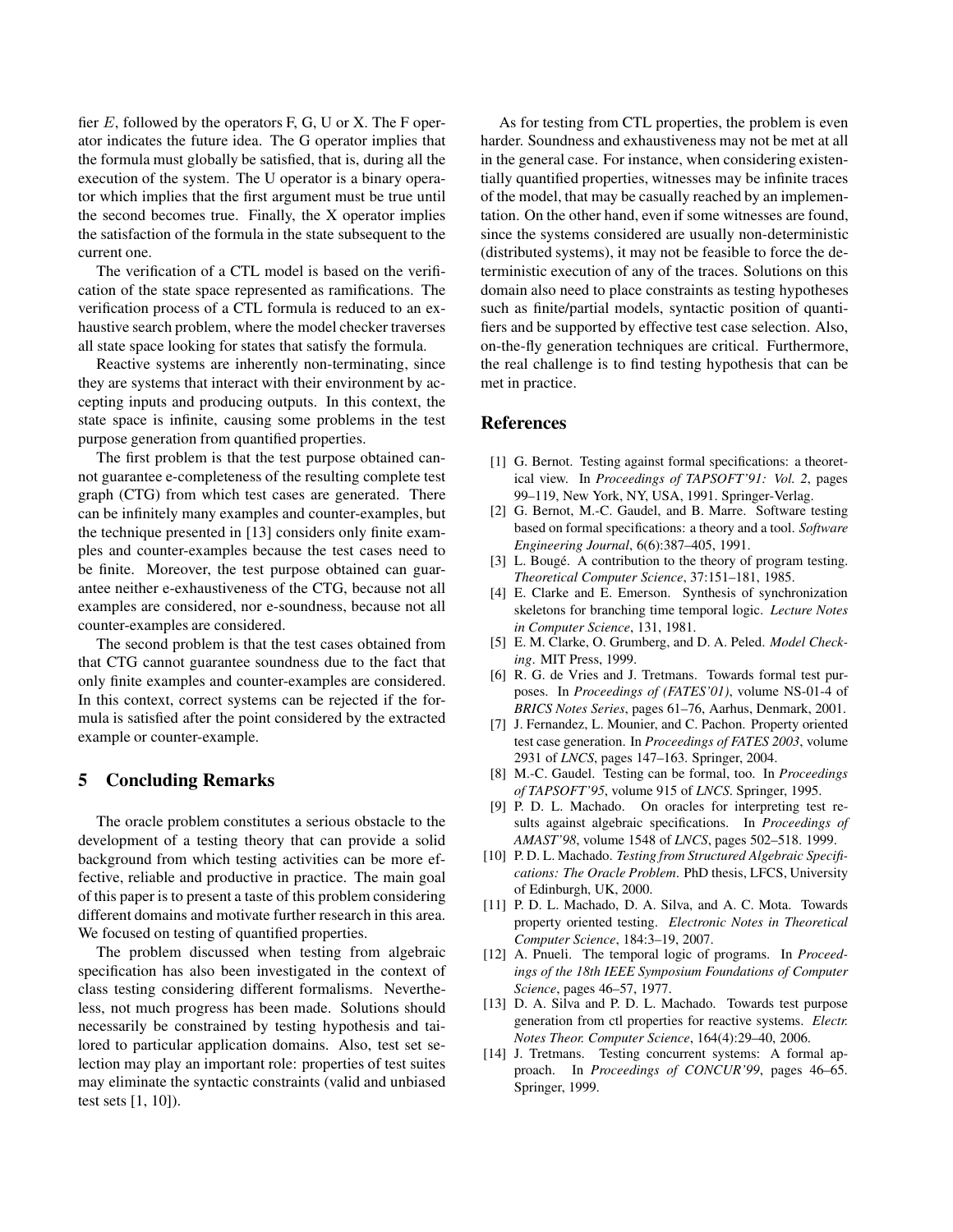fier $E$, followed by the operators F, G, U or X. The F operator indicates the future idea. The G operator implies that the formula must globally be satisfied, that is, during all the execution of the system. The U operator is a binary operator which implies that the first argument must be true until the second becomes true. Finally, the X operator implies the satisfaction of the formula in the state subsequent to the current one.

The verification of a CTL model is based on the verification of the state space represented as ramifications. The verification process of a CTL formula is reduced to an exhaustive search problem, where the model checker traverses all state space looking for states that satisfy the formula.

Reactive systems are inherently non-terminating, since they are systems that interact with their environment by accepting inputs and producing outputs. In this context, the state space is infinite, causing some problems in the test purpose generation from quantified properties.

The first problem is that the test purpose obtained cannot guarantee e-completeness of the resulting complete test graph (CTG) from which test cases are generated. There can be infinitely many examples and counter-examples, but the technique presented in [13] considers only finite examples and counter-examples because the test cases need to be finite. Moreover, the test purpose obtained can guarantee neither e-exhaustiveness of the CTG, because not all examples are considered, nor e-soundness, because not all counter-examples are considered.

The second problem is that the test cases obtained from that CTG cannot guarantee soundness due to the fact that only finite examples and counter-examples are considered. In this context, correct systems can be rejected if the formula is satisfied after the point considered by the extracted example or counter-example.

## 5 Concluding Remarks

The oracle problem constitutes a serious obstacle to the development of a testing theory that can provide a solid background from which testing activities can be more effective, reliable and productive in practice. The main goal of this paper is to present a taste of this problem considering different domains and motivate further research in this area. We focused on testing of quantified properties.

The problem discussed when testing from algebraic specification has also been investigated in the context of class testing considering different formalisms. Nevertheless, not much progress has been made. Solutions should necessarily be constrained by testing hypothesis and tailored to particular application domains. Also, test set selection may play an important role: properties of test suites may eliminate the syntactic constraints (valid and unbiased test sets [1, 10]).

As for testing from CTL properties, the problem is even harder. Soundness and exhaustiveness may not be met at all in the general case. For instance, when considering existentially quantified properties, witnesses may be infinite traces of the model, that may be casually reached by an implementation. On the other hand, even if some witnesses are found, since the systems considered are usually non-deterministic (distributed systems), it may not be feasible to force the deterministic execution of any of the traces. Solutions on this domain also need to place constraints as testing hypotheses such as finite/partial models, syntactic position of quantifiers and be supported by effective test case selection. Also, on-the-fly generation techniques are critical. Furthermore, the real challenge is to find testing hypothesis that can be met in practice.

## References

[1] G. Bernot. Testing against formal specifications: a theoretical view. In *Proceedings of TAPSOFT'91: Vol. 2*, pages 99–119, New York, NY, USA, 1991. Springer-Verlag.

[2] G. Bernot, M.-C. Gaudel, and B. Marre. Software testing based on formal specifications: a theory and a tool. *Software Engineering Journal*, 6(6):387–405, 1991.

[3] L. Bougé. A contribution to the theory of program testing. *Theoretical Computer Science*, 37:151–181, 1985.

[4] E. Clarke and E. Emerson. Synthesis of synchronization skeletons for branching time temporal logic. *Lecture Notes in Computer Science*, 131, 1981.

[5] E. M. Clarke, O. Grumberg, and D. A. Peled. *Model Checking*. MIT Press, 1999.

[6] R. G. de Vries and J. Tretmans. Towards formal test purposes. In *Proceedings of (FATES'01)*, volume NS-01-4 of *BRICS Notes Series*, pages 61–76, Aarhus, Denmark, 2001.

[7] J. Fernandez, L. Mounier, and C. Pachon. Property oriented test case generation. In *Proceedings of FATES 2003*, volume 2931 of *LNCS*, pages 147–163. Springer, 2004.

[8] M.-C. Gaudel. Testing can be formal, too. In *Proceedings of TAPSOFT'95*, volume 915 of *LNCS*. Springer, 1995.

[9] P. D. L. Machado. On oracles for interpreting test results against algebraic specifications. In *Proceedings of AMAST'98*, volume 1548 of *LNCS*, pages 502–518. 1999.

[10] P. D. L. Machado. *Testing from Structured Algebraic Specifications: The Oracle Problem*. PhD thesis, LFCS, University of Edinburgh, UK, 2000.

[11] P. D. L. Machado, D. A. Silva, and A. C. Mota. Towards property oriented testing. *Electronic Notes in Theoretical Computer Science*, 184:3–19, 2007.

[12] A. Pnueli. The temporal logic of programs. In *Proceedings of the 18th IEEE Symposium Foundations of Computer Science*, pages 46–57, 1977.

[13] D. A. Silva and P. D. L. Machado. Towards test purpose generation from ctl properties for reactive systems. *Electr. Notes Theor. Computer Science*, 164(4):29–40, 2006.

[14] J. Tretmans. Testing concurrent systems: A formal approach. In *Proceedings of CONCUR'99*, pages 46–65. Springer, 1999.